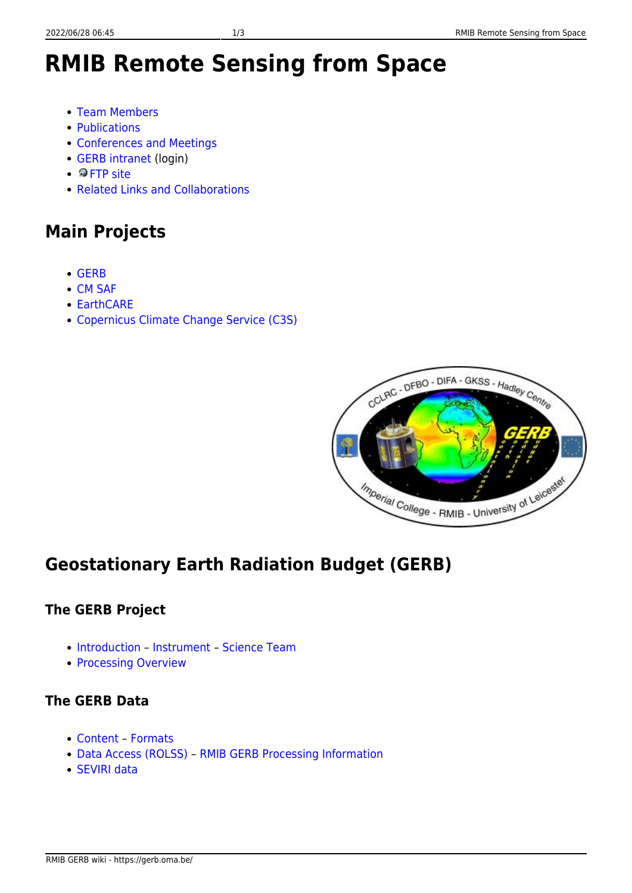# RMIB Remote Sensing from Space

- Team Members
- Publications
- Conferences and Meetings
- GERB intranet (login)
- FTP site
- Related Links and Collaborations

## Main Projects

- GERB
- CM SAF
- EarthCARE
- Copernicus Climate Change Service (C3S)

## Geostationary Earth Radiation Budget (GERB)

### The GERB Project

- Introduction – Instrument – Science Team
- Processing Overview

### The GERB Data

- Content – Formats
- Data Access (ROLSS) – RMIB GERB Processing Information
- SEVIRI data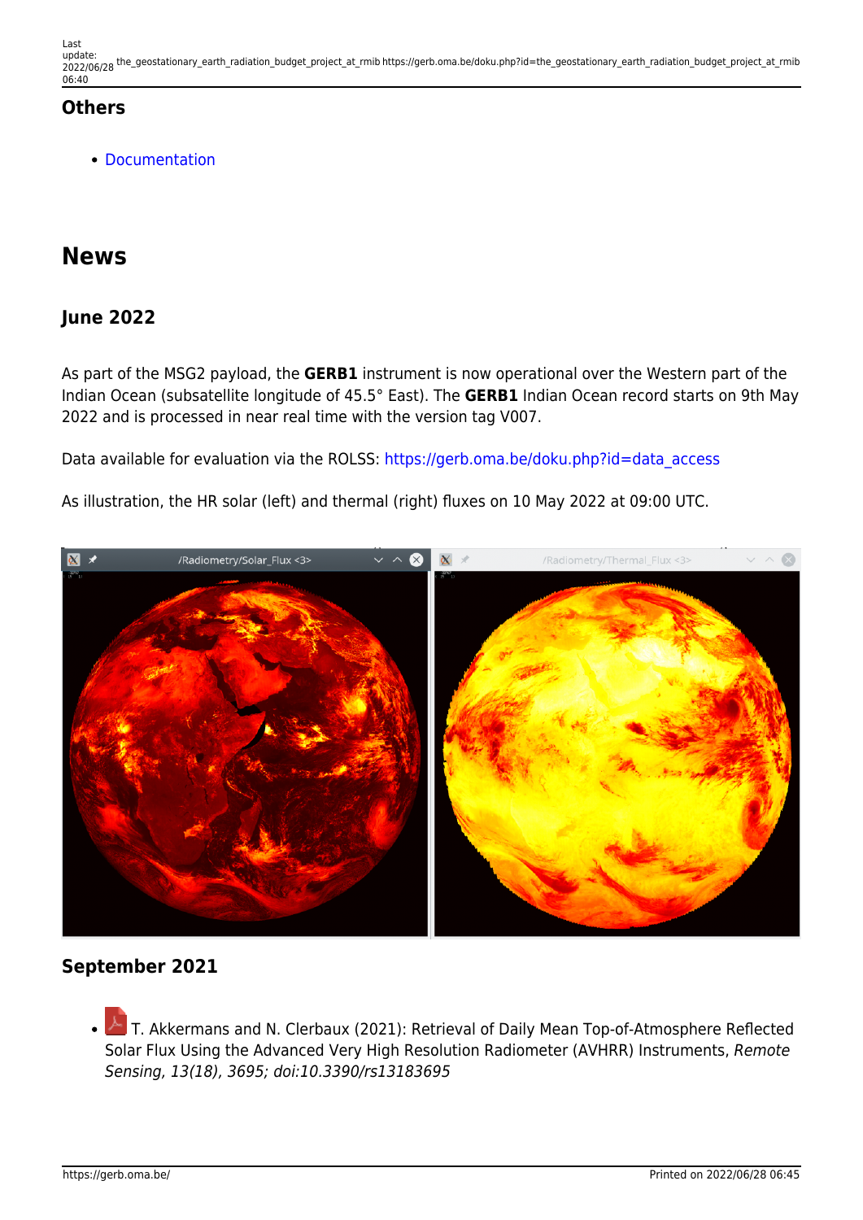### Others

- Documentation

## News

### June 2022

As part of the MSG2 payload, the **GERB1** instrument is now operational over the Western part of the Indian Ocean (subsatellite longitude of 45.5° East). The **GERB1** Indian Ocean record starts on 9th May 2022 and is processed in near real time with the version tag V007.

Data available for evaluation via the ROLSS: https://gerb.oma.be/doku.php?id=data_access

As illustration, the HR solar (left) and thermal (right) fluxes on 10 May 2022 at 09:00 UTC.

### September 2021

- T. Akkermans and N. Clerbaux (2021): Retrieval of Daily Mean Top-of-Atmosphere Reflected Solar Flux Using the Advanced Very High Resolution Radiometer (AVHRR) Instruments, *Remote Sensing, 13(18), 3695; doi:10.3390/rs13183695*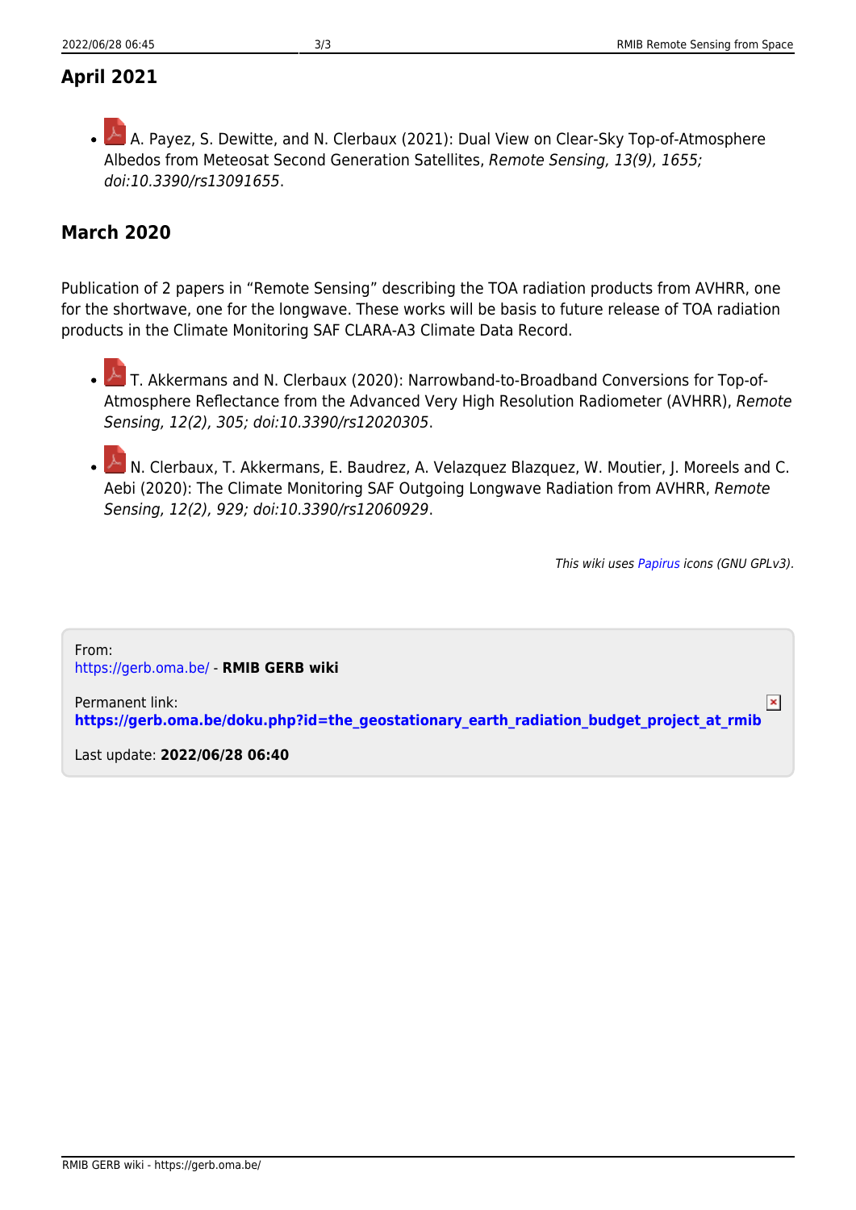## April 2021

- A. Payez, S. Dewitte, and N. Clerbaux (2021): Dual View on Clear-Sky Top-of-Atmosphere Albedos from Meteosat Second Generation Satellites, *Remote Sensing, 13(9), 1655; doi:10.3390/rs13091655*.

## March 2020

Publication of 2 papers in “Remote Sensing” describing the TOA radiation products from AVHRR, one for the shortwave, one for the longwave. These works will be basis to future release of TOA radiation products in the Climate Monitoring SAF CLARA-A3 Climate Data Record.

- T. Akkermans and N. Clerbaux (2020): Narrowband-to-Broadband Conversions for Top-of-Atmosphere Reflectance from the Advanced Very High Resolution Radiometer (AVHRR), *Remote Sensing, 12(2), 305; doi:10.3390/rs12020305*.
- N. Clerbaux, T. Akkermans, E. Baudrez, A. Velazquez Blazquez, W. Moutier, J. Moreels and C. Aebi (2020): The Climate Monitoring SAF Outgoing Longwave Radiation from AVHRR, *Remote Sensing, 12(2), 929; doi:10.3390/rs12060929*.

*This wiki uses Papirus icons (GNU GPLv3).*

From:
https://gerb.oma.be/ - **RMIB GERB wiki**

Permanent link:
**https://gerb.oma.be/doku.php?id=the_geostationary_earth_radiation_budget_project_at_rmib**

Last update: **2022/06/28 06:40**